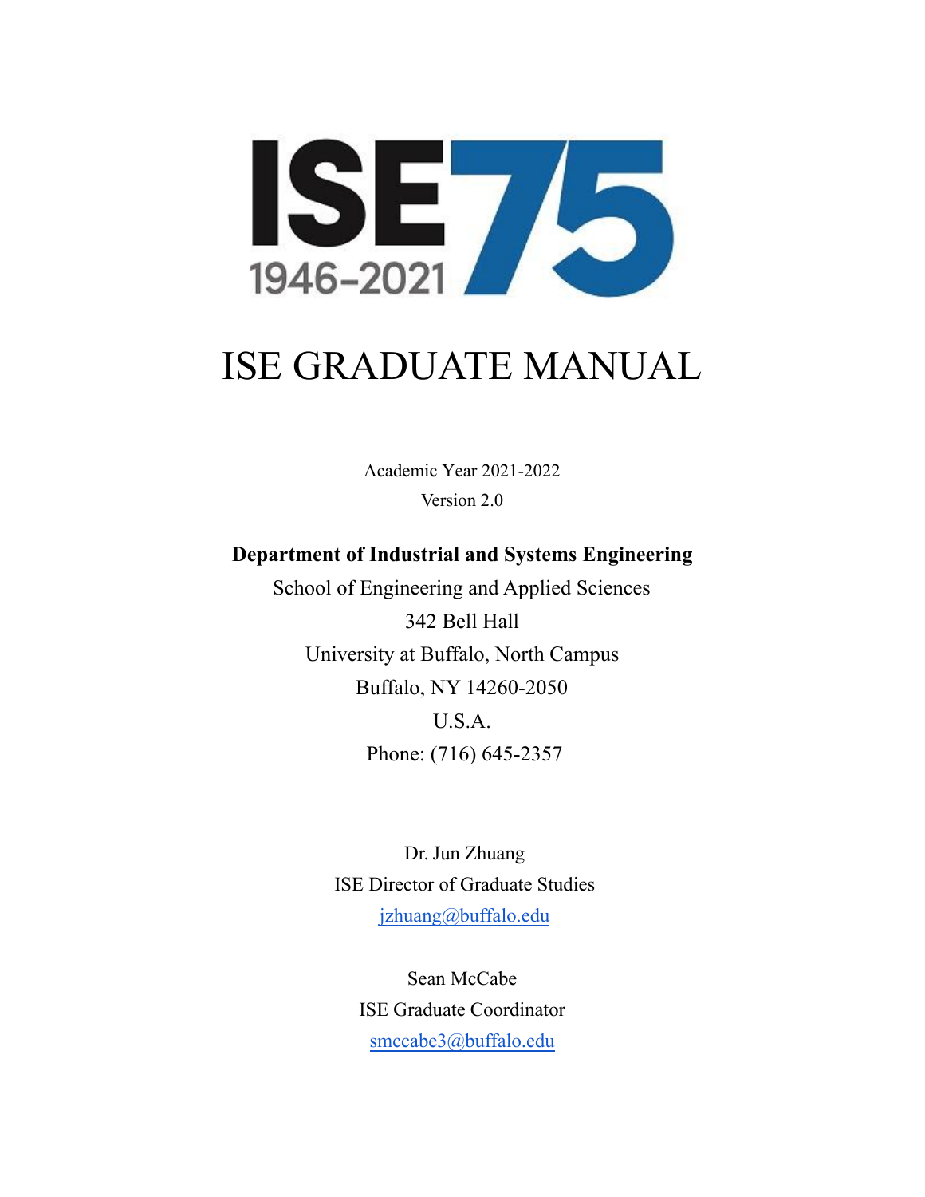ISE75

1946-2021

# ISE GRADUATE MANUAL

Academic Year 2021-2022

Version 2.0

**Department of Industrial and Systems Engineering**

School of Engineering and Applied Sciences

342 Bell Hall

University at Buffalo, North Campus

Buffalo, NY 14260-2050

U.S.A.

Phone: (716) 645-2357

Dr. Jun Zhuang

ISE Director of Graduate Studies

jzhuang@buffalo.edu

Sean McCabe

ISE Graduate Coordinator

smccabe3@buffalo.edu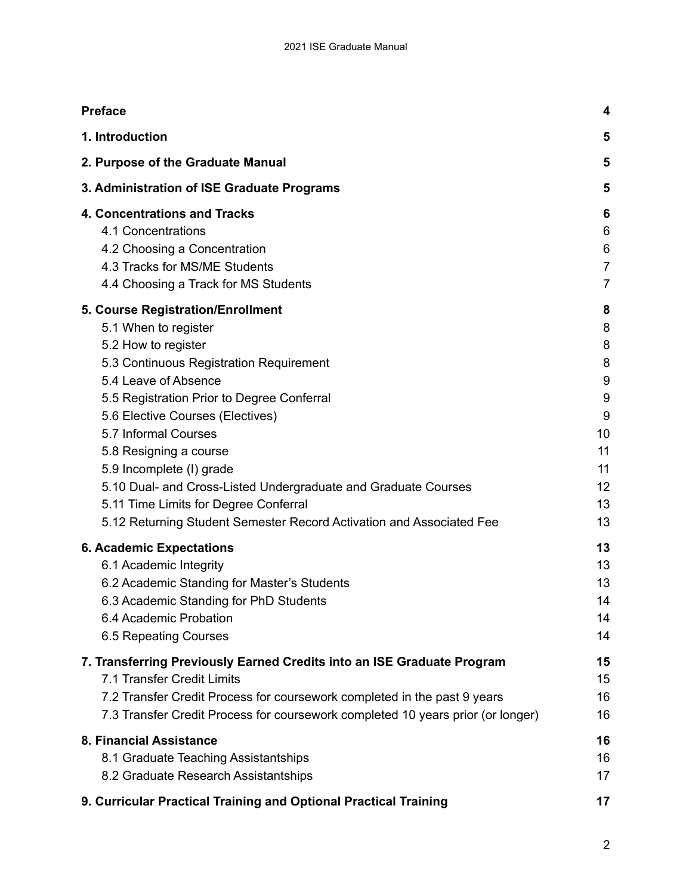| | |
|---|---|
| **Preface** | **4** |
| **1. Introduction** | **5** |
| **2. Purpose of the Graduate Manual** | **5** |
| **3. Administration of ISE Graduate Programs** | **5** |
| **4. Concentrations and Tracks** | **6** |
| 4.1 Concentrations | 6 |
| 4.2 Choosing a Concentration | 6 |
| 4.3 Tracks for MS/ME Students | 7 |
| 4.4 Choosing a Track for MS Students | 7 |
| **5. Course Registration/Enrollment** | **8** |
| 5.1 When to register | 8 |
| 5.2 How to register | 8 |
| 5.3 Continuous Registration Requirement | 8 |
| 5.4 Leave of Absence | 9 |
| 5.5 Registration Prior to Degree Conferral | 9 |
| 5.6 Elective Courses (Electives) | 9 |
| 5.7 Informal Courses | 10 |
| 5.8 Resigning a course | 11 |
| 5.9 Incomplete (I) grade | 11 |
| 5.10 Dual- and Cross-Listed Undergraduate and Graduate Courses | 12 |
| 5.11 Time Limits for Degree Conferral | 13 |
| 5.12 Returning Student Semester Record Activation and Associated Fee | 13 |
| **6. Academic Expectations** | **13** |
| 6.1 Academic Integrity | 13 |
| 6.2 Academic Standing for Master's Students | 13 |
| 6.3 Academic Standing for PhD Students | 14 |
| 6.4 Academic Probation | 14 |
| 6.5 Repeating Courses | 14 |
| **7. Transferring Previously Earned Credits into an ISE Graduate Program** | **15** |
| 7.1 Transfer Credit Limits | 15 |
| 7.2 Transfer Credit Process for coursework completed in the past 9 years | 16 |
| 7.3 Transfer Credit Process for coursework completed 10 years prior (or longer) | 16 |
| **8. Financial Assistance** | **16** |
| 8.1 Graduate Teaching Assistantships | 16 |
| 8.2 Graduate Research Assistantships | 17 |
| **9. Curricular Practical Training and Optional Practical Training** | **17** |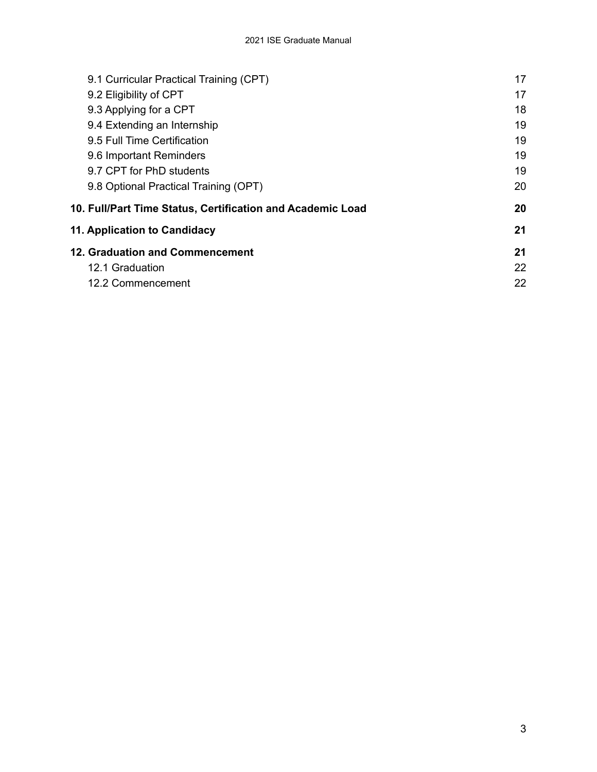9.1 Curricular Practical Training (CPT) 17
9.2 Eligibility of CPT 17
9.3 Applying for a CPT 18
9.4 Extending an Internship 19
9.5 Full Time Certification 19
9.6 Important Reminders 19
9.7 CPT for PhD students 19
9.8 Optional Practical Training (OPT) 20

**10. Full/Part Time Status, Certification and Academic Load** **20**

**11. Application to Candidacy** **21**

**12. Graduation and Commencement** **21**
12.1 Graduation 22
12.2 Commencement 22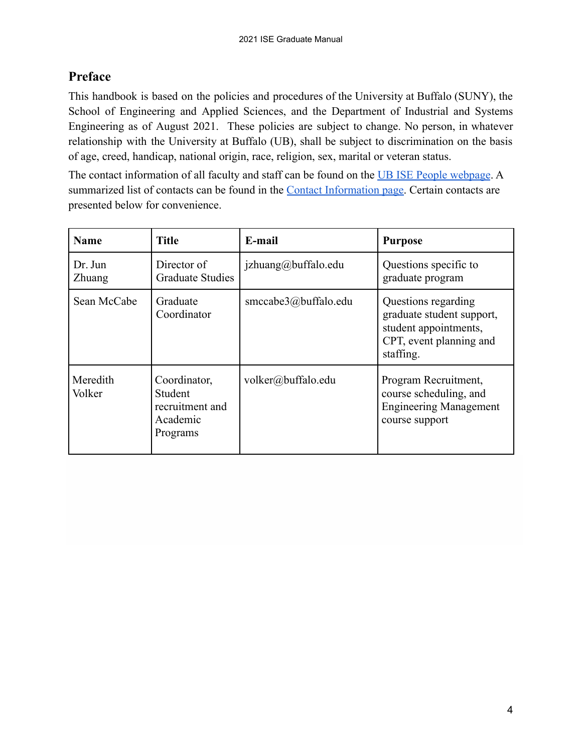## Preface

This handbook is based on the policies and procedures of the University at Buffalo (SUNY), the School of Engineering and Applied Sciences, and the Department of Industrial and Systems Engineering as of August 2021. These policies are subject to change. No person, in whatever relationship with the University at Buffalo (UB), shall be subject to discrimination on the basis of age, creed, handicap, national origin, race, religion, sex, marital or veteran status.

The contact information of all faculty and staff can be found on the UB ISE People webpage. A summarized list of contacts can be found in the Contact Information page. Certain contacts are presented below for convenience.

| Name | Title | E-mail | Purpose |
|---|---|---|---|
| Dr. Jun Zhuang | Director of Graduate Studies | jzhuang@buffalo.edu | Questions specific to graduate program |
| Sean McCabe | Graduate Coordinator | smccabe3@buffalo.edu | Questions regarding graduate student support, student appointments, CPT, event planning and staffing. |
| Meredith Volker | Coordinator, Student recruitment and Academic Programs | volker@buffalo.edu | Program Recruitment, course scheduling, and Engineering Management course support |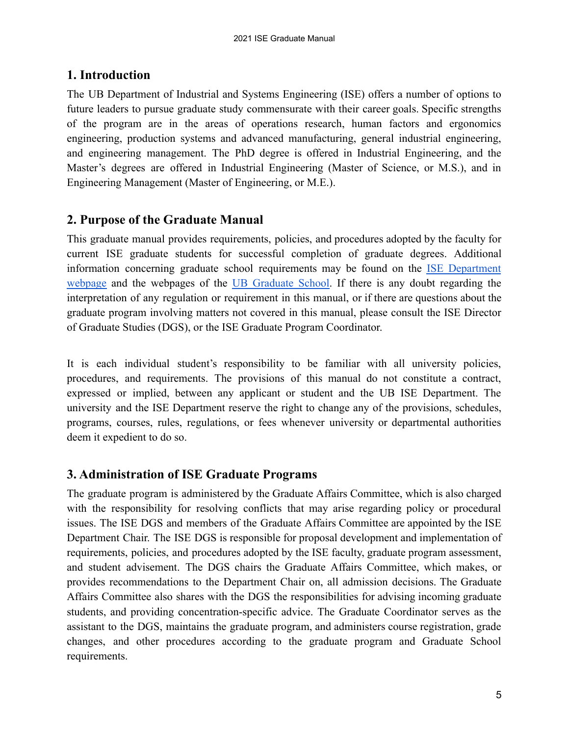## 1. Introduction

The UB Department of Industrial and Systems Engineering (ISE) offers a number of options to future leaders to pursue graduate study commensurate with their career goals. Specific strengths of the program are in the areas of operations research, human factors and ergonomics engineering, production systems and advanced manufacturing, general industrial engineering, and engineering management. The PhD degree is offered in Industrial Engineering, and the Master's degrees are offered in Industrial Engineering (Master of Science, or M.S.), and in Engineering Management (Master of Engineering, or M.E.).

## 2. Purpose of the Graduate Manual

This graduate manual provides requirements, policies, and procedures adopted by the faculty for current ISE graduate students for successful completion of graduate degrees. Additional information concerning graduate school requirements may be found on the ISE Department webpage and the webpages of the UB Graduate School. If there is any doubt regarding the interpretation of any regulation or requirement in this manual, or if there are questions about the graduate program involving matters not covered in this manual, please consult the ISE Director of Graduate Studies (DGS), or the ISE Graduate Program Coordinator.

It is each individual student's responsibility to be familiar with all university policies, procedures, and requirements. The provisions of this manual do not constitute a contract, expressed or implied, between any applicant or student and the UB ISE Department. The university and the ISE Department reserve the right to change any of the provisions, schedules, programs, courses, rules, regulations, or fees whenever university or departmental authorities deem it expedient to do so.

## 3. Administration of ISE Graduate Programs

The graduate program is administered by the Graduate Affairs Committee, which is also charged with the responsibility for resolving conflicts that may arise regarding policy or procedural issues. The ISE DGS and members of the Graduate Affairs Committee are appointed by the ISE Department Chair. The ISE DGS is responsible for proposal development and implementation of requirements, policies, and procedures adopted by the ISE faculty, graduate program assessment, and student advisement. The DGS chairs the Graduate Affairs Committee, which makes, or provides recommendations to the Department Chair on, all admission decisions. The Graduate Affairs Committee also shares with the DGS the responsibilities for advising incoming graduate students, and providing concentration-specific advice. The Graduate Coordinator serves as the assistant to the DGS, maintains the graduate program, and administers course registration, grade changes, and other procedures according to the graduate program and Graduate School requirements.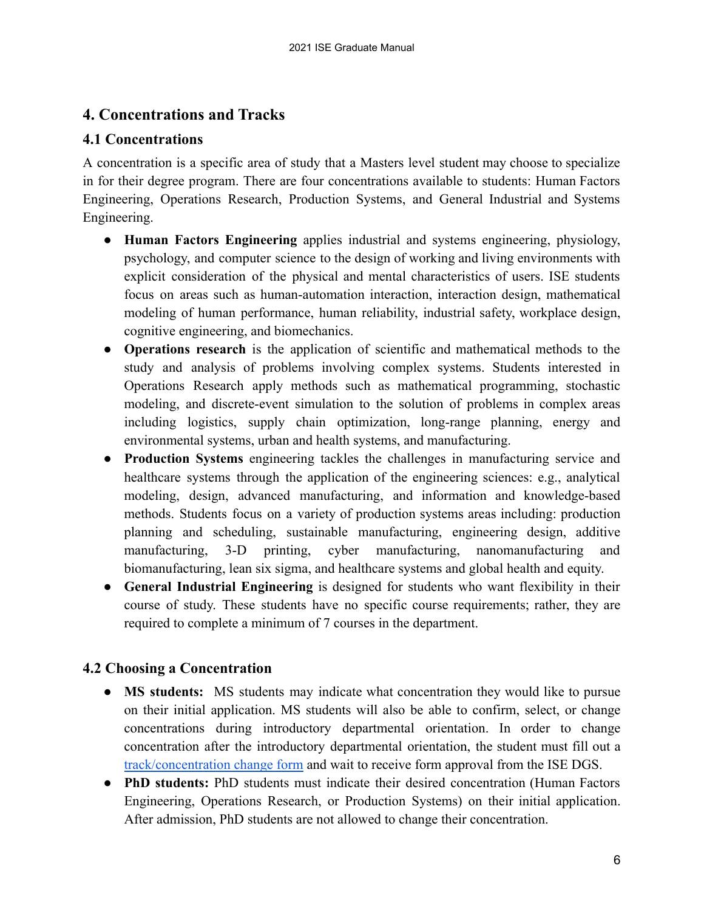# 4. Concentrations and Tracks

## 4.1 Concentrations

A concentration is a specific area of study that a Masters level student may choose to specialize in for their degree program. There are four concentrations available to students: Human Factors Engineering, Operations Research, Production Systems, and General Industrial and Systems Engineering.

- **Human Factors Engineering** applies industrial and systems engineering, physiology, psychology, and computer science to the design of working and living environments with explicit consideration of the physical and mental characteristics of users. ISE students focus on areas such as human-automation interaction, interaction design, mathematical modeling of human performance, human reliability, industrial safety, workplace design, cognitive engineering, and biomechanics.
- **Operations research** is the application of scientific and mathematical methods to the study and analysis of problems involving complex systems. Students interested in Operations Research apply methods such as mathematical programming, stochastic modeling, and discrete-event simulation to the solution of problems in complex areas including logistics, supply chain optimization, long-range planning, energy and environmental systems, urban and health systems, and manufacturing.
- **Production Systems** engineering tackles the challenges in manufacturing service and healthcare systems through the application of the engineering sciences: e.g., analytical modeling, design, advanced manufacturing, and information and knowledge-based methods. Students focus on a variety of production systems areas including: production planning and scheduling, sustainable manufacturing, engineering design, additive manufacturing, 3-D printing, cyber manufacturing, nanomanufacturing and biomanufacturing, lean six sigma, and healthcare systems and global health and equity.
- **General Industrial Engineering** is designed for students who want flexibility in their course of study. These students have no specific course requirements; rather, they are required to complete a minimum of 7 courses in the department.

## 4.2 Choosing a Concentration

- **MS students:** MS students may indicate what concentration they would like to pursue on their initial application. MS students will also be able to confirm, select, or change concentrations during introductory departmental orientation. In order to change concentration after the introductory departmental orientation, the student must fill out a track/concentration change form and wait to receive form approval from the ISE DGS.
- **PhD students:** PhD students must indicate their desired concentration (Human Factors Engineering, Operations Research, or Production Systems) on their initial application. After admission, PhD students are not allowed to change their concentration.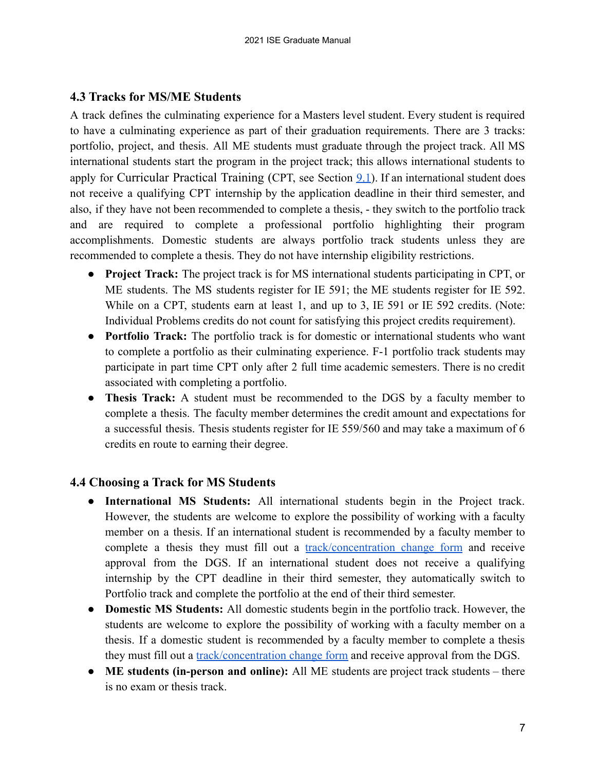## 4.3 Tracks for MS/ME Students

A track defines the culminating experience for a Masters level student. Every student is required to have a culminating experience as part of their graduation requirements. There are 3 tracks: portfolio, project, and thesis. All ME students must graduate through the project track. All MS international students start the program in the project track; this allows international students to apply for Curricular Practical Training (CPT, see Section 9.1). If an international student does not receive a qualifying CPT internship by the application deadline in their third semester, and also, if they have not been recommended to complete a thesis, - they switch to the portfolio track and are required to complete a professional portfolio highlighting their program accomplishments. Domestic students are always portfolio track students unless they are recommended to complete a thesis. They do not have internship eligibility restrictions.

- **Project Track:** The project track is for MS international students participating in CPT, or ME students. The MS students register for IE 591; the ME students register for IE 592. While on a CPT, students earn at least 1, and up to 3, IE 591 or IE 592 credits. (Note: Individual Problems credits do not count for satisfying this project credits requirement).
- **Portfolio Track:** The portfolio track is for domestic or international students who want to complete a portfolio as their culminating experience. F-1 portfolio track students may participate in part time CPT only after 2 full time academic semesters. There is no credit associated with completing a portfolio.
- **Thesis Track:** A student must be recommended to the DGS by a faculty member to complete a thesis. The faculty member determines the credit amount and expectations for a successful thesis. Thesis students register for IE 559/560 and may take a maximum of 6 credits en route to earning their degree.

## 4.4 Choosing a Track for MS Students

- **International MS Students:** All international students begin in the Project track. However, the students are welcome to explore the possibility of working with a faculty member on a thesis. If an international student is recommended by a faculty member to complete a thesis they must fill out a track/concentration change form and receive approval from the DGS. If an international student does not receive a qualifying internship by the CPT deadline in their third semester, they automatically switch to Portfolio track and complete the portfolio at the end of their third semester.
- **Domestic MS Students:** All domestic students begin in the portfolio track. However, the students are welcome to explore the possibility of working with a faculty member on a thesis. If a domestic student is recommended by a faculty member to complete a thesis they must fill out a track/concentration change form and receive approval from the DGS.
- **ME students (in-person and online):** All ME students are project track students – there is no exam or thesis track.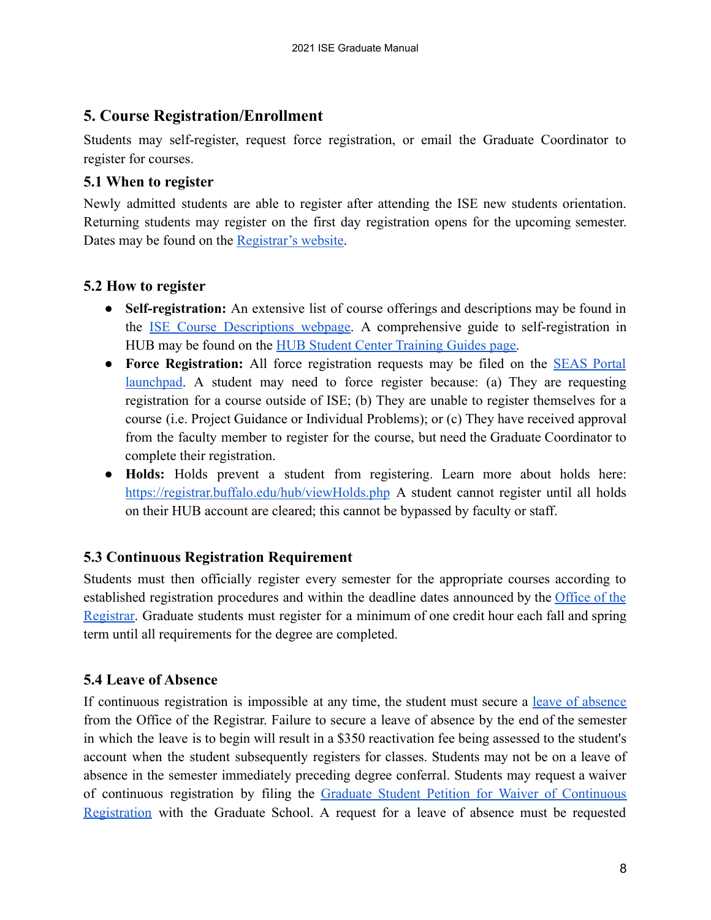## 5. Course Registration/Enrollment

Students may self-register, request force registration, or email the Graduate Coordinator to register for courses.

### 5.1 When to register

Newly admitted students are able to register after attending the ISE new students orientation. Returning students may register on the first day registration opens for the upcoming semester. Dates may be found on the Registrar's website.

### 5.2 How to register

- **Self-registration:** An extensive list of course offerings and descriptions may be found in the ISE Course Descriptions webpage. A comprehensive guide to self-registration in HUB may be found on the HUB Student Center Training Guides page.
- **Force Registration:** All force registration requests may be filed on the SEAS Portal launchpad. A student may need to force register because: (a) They are requesting registration for a course outside of ISE; (b) They are unable to register themselves for a course (i.e. Project Guidance or Individual Problems); or (c) They have received approval from the faculty member to register for the course, but need the Graduate Coordinator to complete their registration.
- **Holds:** Holds prevent a student from registering. Learn more about holds here: https://registrar.buffalo.edu/hub/viewHolds.php A student cannot register until all holds on their HUB account are cleared; this cannot be bypassed by faculty or staff.

### 5.3 Continuous Registration Requirement

Students must then officially register every semester for the appropriate courses according to established registration procedures and within the deadline dates announced by the Office of the Registrar. Graduate students must register for a minimum of one credit hour each fall and spring term until all requirements for the degree are completed.

### 5.4 Leave of Absence

If continuous registration is impossible at any time, the student must secure a leave of absence from the Office of the Registrar. Failure to secure a leave of absence by the end of the semester in which the leave is to begin will result in a $350 reactivation fee being assessed to the student's account when the student subsequently registers for classes. Students may not be on a leave of absence in the semester immediately preceding degree conferral. Students may request a waiver of continuous registration by filing the Graduate Student Petition for Waiver of Continuous Registration with the Graduate School. A request for a leave of absence must be requested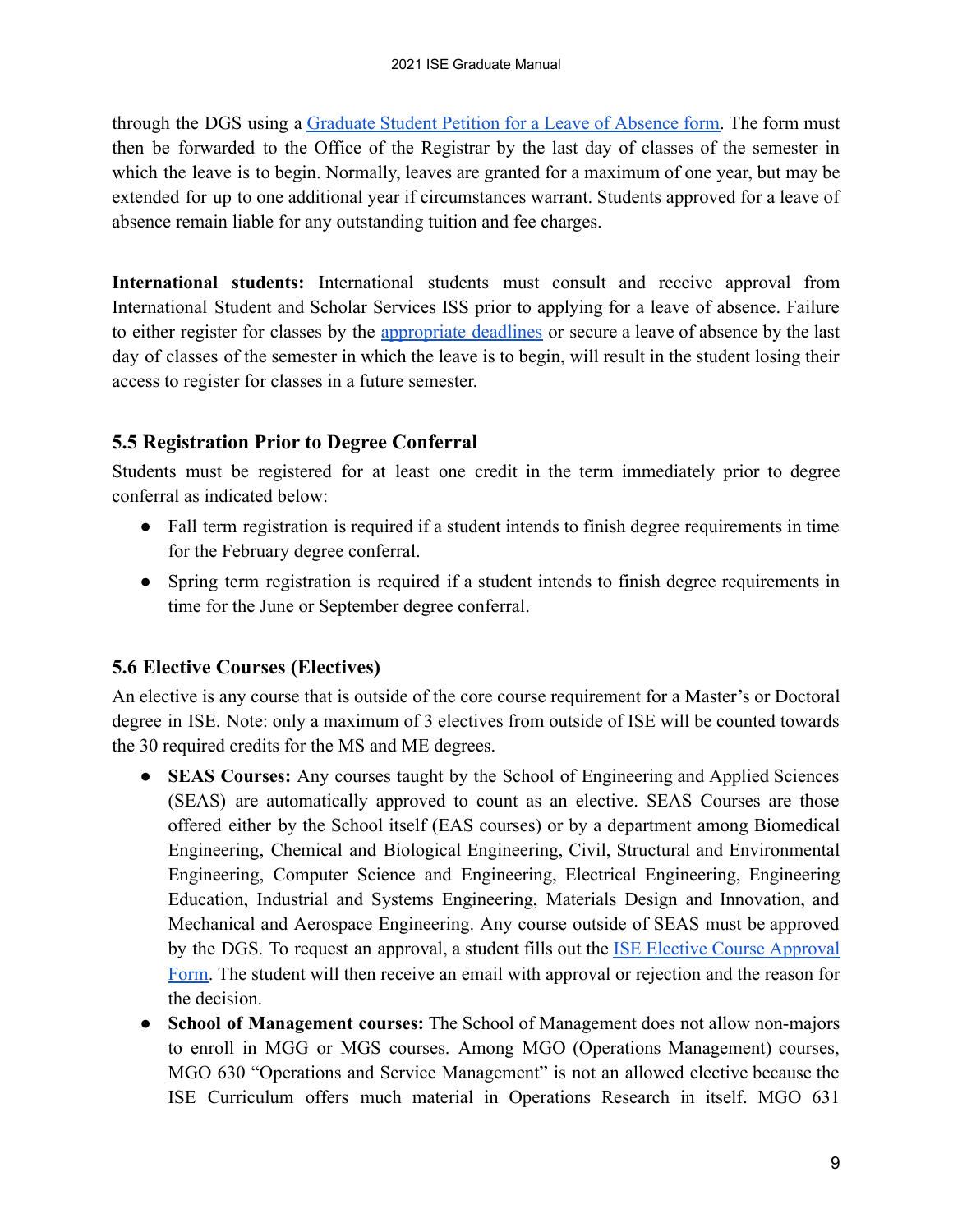through the DGS using a [Graduate Student Petition for a Leave of Absence form](). The form must then be forwarded to the Office of the Registrar by the last day of classes of the semester in which the leave is to begin. Normally, leaves are granted for a maximum of one year, but may be extended for up to one additional year if circumstances warrant. Students approved for a leave of absence remain liable for any outstanding tuition and fee charges.

**International students:** International students must consult and receive approval from International Student and Scholar Services ISS prior to applying for a leave of absence. Failure to either register for classes by the [appropriate deadlines]() or secure a leave of absence by the last day of classes of the semester in which the leave is to begin, will result in the student losing their access to register for classes in a future semester.

### 5.5 Registration Prior to Degree Conferral

Students must be registered for at least one credit in the term immediately prior to degree conferral as indicated below:

- Fall term registration is required if a student intends to finish degree requirements in time for the February degree conferral.
- Spring term registration is required if a student intends to finish degree requirements in time for the June or September degree conferral.

### 5.6 Elective Courses (Electives)

An elective is any course that is outside of the core course requirement for a Master's or Doctoral degree in ISE. Note: only a maximum of 3 electives from outside of ISE will be counted towards the 30 required credits for the MS and ME degrees.

- **SEAS Courses:** Any courses taught by the School of Engineering and Applied Sciences (SEAS) are automatically approved to count as an elective. SEAS Courses are those offered either by the School itself (EAS courses) or by a department among Biomedical Engineering, Chemical and Biological Engineering, Civil, Structural and Environmental Engineering, Computer Science and Engineering, Electrical Engineering, Engineering Education, Industrial and Systems Engineering, Materials Design and Innovation, and Mechanical and Aerospace Engineering. Any course outside of SEAS must be approved by the DGS. To request an approval, a student fills out the [ISE Elective Course Approval Form](). The student will then receive an email with approval or rejection and the reason for the decision.
- **School of Management courses:** The School of Management does not allow non-majors to enroll in MGG or MGS courses. Among MGO (Operations Management) courses, MGO 630 "Operations and Service Management" is not an allowed elective because the ISE Curriculum offers much material in Operations Research in itself. MGO 631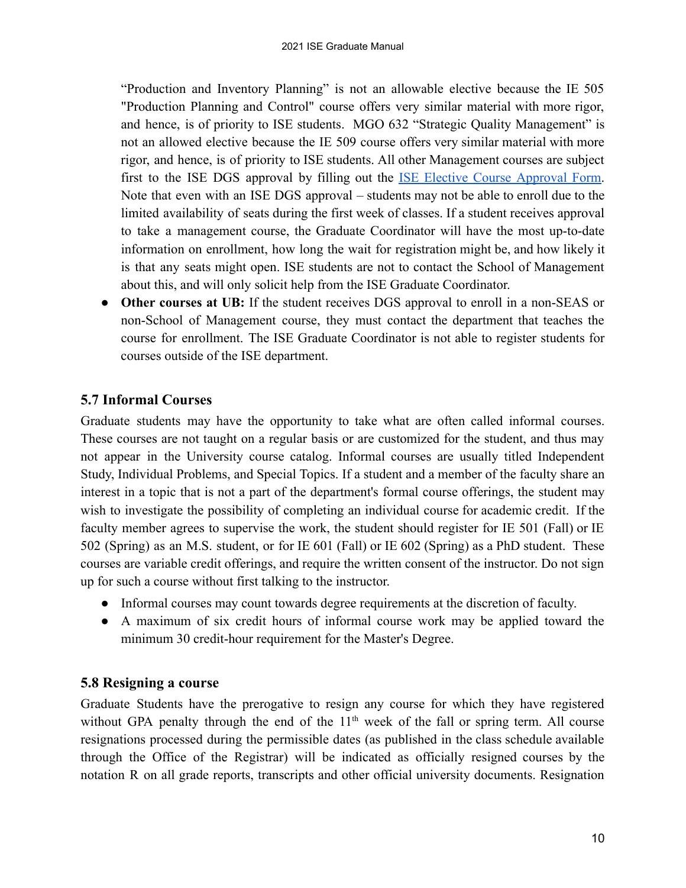"Production and Inventory Planning" is not an allowable elective because the IE 505 "Production Planning and Control" course offers very similar material with more rigor, and hence, is of priority to ISE students. MGO 632 "Strategic Quality Management" is not an allowed elective because the IE 509 course offers very similar material with more rigor, and hence, is of priority to ISE students. All other Management courses are subject first to the ISE DGS approval by filling out the ISE Elective Course Approval Form. Note that even with an ISE DGS approval – students may not be able to enroll due to the limited availability of seats during the first week of classes. If a student receives approval to take a management course, the Graduate Coordinator will have the most up-to-date information on enrollment, how long the wait for registration might be, and how likely it is that any seats might open. ISE students are not to contact the School of Management about this, and will only solicit help from the ISE Graduate Coordinator.

- **Other courses at UB:** If the student receives DGS approval to enroll in a non-SEAS or non-School of Management course, they must contact the department that teaches the course for enrollment. The ISE Graduate Coordinator is not able to register students for courses outside of the ISE department.

## 5.7 Informal Courses

Graduate students may have the opportunity to take what are often called informal courses. These courses are not taught on a regular basis or are customized for the student, and thus may not appear in the University course catalog. Informal courses are usually titled Independent Study, Individual Problems, and Special Topics. If a student and a member of the faculty share an interest in a topic that is not a part of the department's formal course offerings, the student may wish to investigate the possibility of completing an individual course for academic credit. If the faculty member agrees to supervise the work, the student should register for IE 501 (Fall) or IE 502 (Spring) as an M.S. student, or for IE 601 (Fall) or IE 602 (Spring) as a PhD student. These courses are variable credit offerings, and require the written consent of the instructor. Do not sign up for such a course without first talking to the instructor.

- Informal courses may count towards degree requirements at the discretion of faculty.
- A maximum of six credit hours of informal course work may be applied toward the minimum 30 credit-hour requirement for the Master's Degree.

## 5.8 Resigning a course

Graduate Students have the prerogative to resign any course for which they have registered without GPA penalty through the end of the 11th week of the fall or spring term. All course resignations processed during the permissible dates (as published in the class schedule available through the Office of the Registrar) will be indicated as officially resigned courses by the notation R on all grade reports, transcripts and other official university documents. Resignation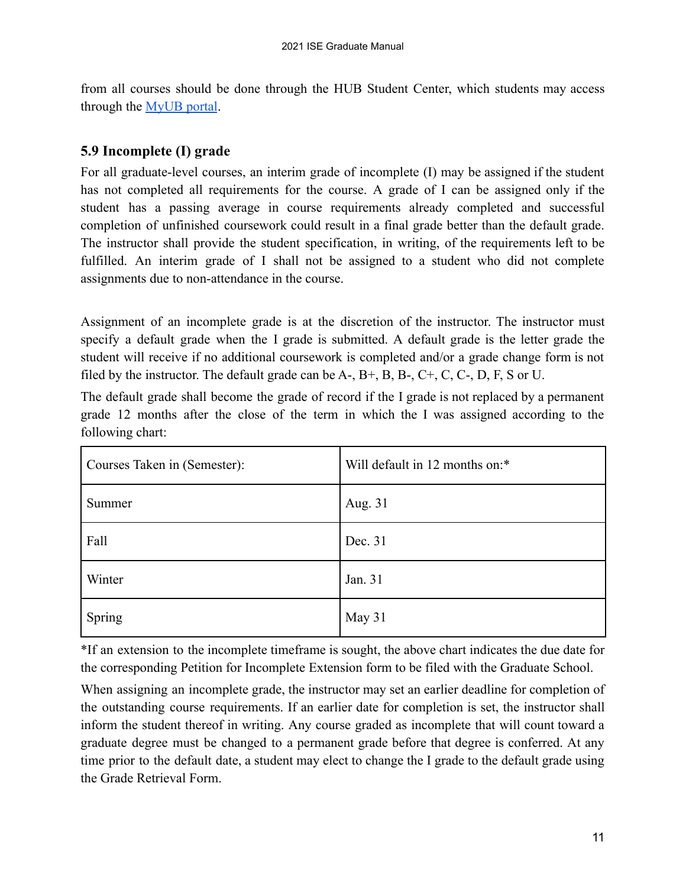from all courses should be done through the HUB Student Center, which students may access through the [MyUB portal](#).

### 5.9 Incomplete (I) grade

For all graduate-level courses, an interim grade of incomplete (I) may be assigned if the student has not completed all requirements for the course. A grade of I can be assigned only if the student has a passing average in course requirements already completed and successful completion of unfinished coursework could result in a final grade better than the default grade. The instructor shall provide the student specification, in writing, of the requirements left to be fulfilled. An interim grade of I shall not be assigned to a student who did not complete assignments due to non-attendance in the course.

Assignment of an incomplete grade is at the discretion of the instructor. The instructor must specify a default grade when the I grade is submitted. A default grade is the letter grade the student will receive if no additional coursework is completed and/or a grade change form is not filed by the instructor. The default grade can be A-, B+, B, B-, C+, C, C-, D, F, S or U.

The default grade shall become the grade of record if the I grade is not replaced by a permanent grade 12 months after the close of the term in which the I was assigned according to the following chart:

| Courses Taken in (Semester): | Will default in 12 months on:* |
|---|---|
| Summer | Aug. 31 |
| Fall | Dec. 31 |
| Winter | Jan. 31 |
| Spring | May 31 |

*If an extension to the incomplete timeframe is sought, the above chart indicates the due date for the corresponding Petition for Incomplete Extension form to be filed with the Graduate School.

When assigning an incomplete grade, the instructor may set an earlier deadline for completion of the outstanding course requirements. If an earlier date for completion is set, the instructor shall inform the student thereof in writing. Any course graded as incomplete that will count toward a graduate degree must be changed to a permanent grade before that degree is conferred. At any time prior to the default date, a student may elect to change the I grade to the default grade using the Grade Retrieval Form.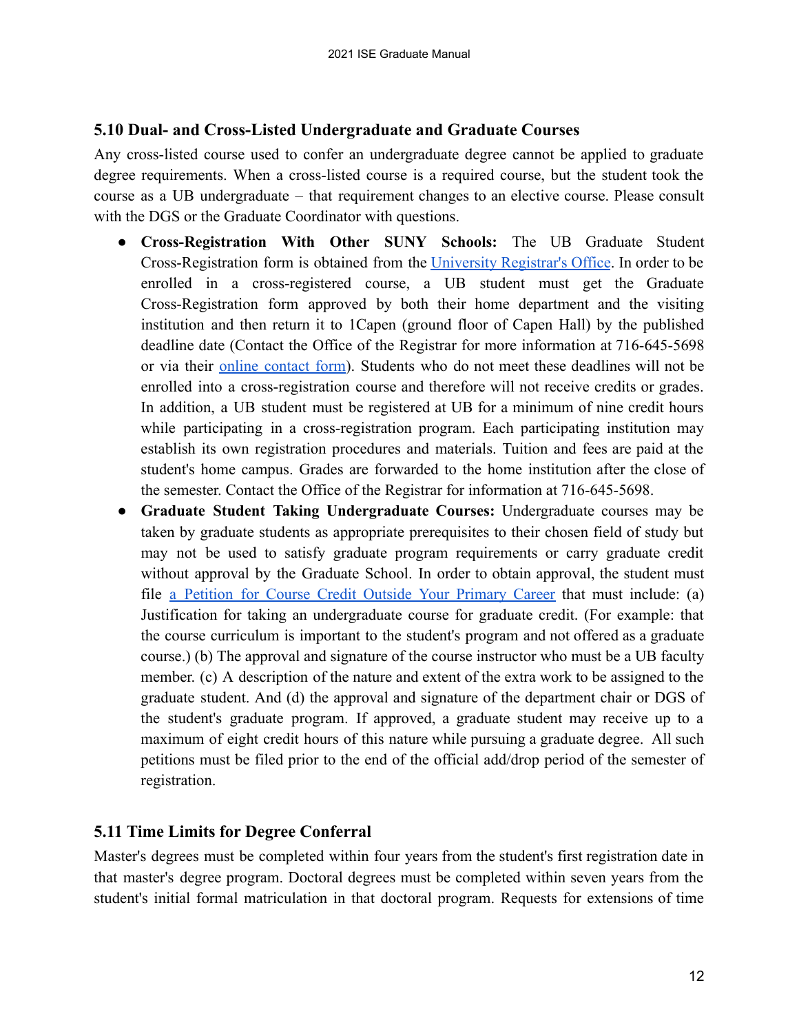## 5.10 Dual- and Cross-Listed Undergraduate and Graduate Courses

Any cross-listed course used to confer an undergraduate degree cannot be applied to graduate degree requirements. When a cross-listed course is a required course, but the student took the course as a UB undergraduate – that requirement changes to an elective course. Please consult with the DGS or the Graduate Coordinator with questions.

- **Cross-Registration With Other SUNY Schools:** The UB Graduate Student Cross-Registration form is obtained from the [University Registrar's Office](). In order to be enrolled in a cross-registered course, a UB student must get the Graduate Cross-Registration form approved by both their home department and the visiting institution and then return it to 1Capen (ground floor of Capen Hall) by the published deadline date (Contact the Office of the Registrar for more information at 716-645-5698 or via their [online contact form]()). Students who do not meet these deadlines will not be enrolled into a cross-registration course and therefore will not receive credits or grades. In addition, a UB student must be registered at UB for a minimum of nine credit hours while participating in a cross-registration program. Each participating institution may establish its own registration procedures and materials. Tuition and fees are paid at the student's home campus. Grades are forwarded to the home institution after the close of the semester. Contact the Office of the Registrar for information at 716-645-5698.
- **Graduate Student Taking Undergraduate Courses:** Undergraduate courses may be taken by graduate students as appropriate prerequisites to their chosen field of study but may not be used to satisfy graduate program requirements or carry graduate credit without approval by the Graduate School. In order to obtain approval, the student must file [a Petition for Course Credit Outside Your Primary Career]() that must include: (a) Justification for taking an undergraduate course for graduate credit. (For example: that the course curriculum is important to the student's program and not offered as a graduate course.) (b) The approval and signature of the course instructor who must be a UB faculty member. (c) A description of the nature and extent of the extra work to be assigned to the graduate student. And (d) the approval and signature of the department chair or DGS of the student's graduate program. If approved, a graduate student may receive up to a maximum of eight credit hours of this nature while pursuing a graduate degree. All such petitions must be filed prior to the end of the official add/drop period of the semester of registration.

## 5.11 Time Limits for Degree Conferral

Master's degrees must be completed within four years from the student's first registration date in that master's degree program. Doctoral degrees must be completed within seven years from the student's initial formal matriculation in that doctoral program. Requests for extensions of time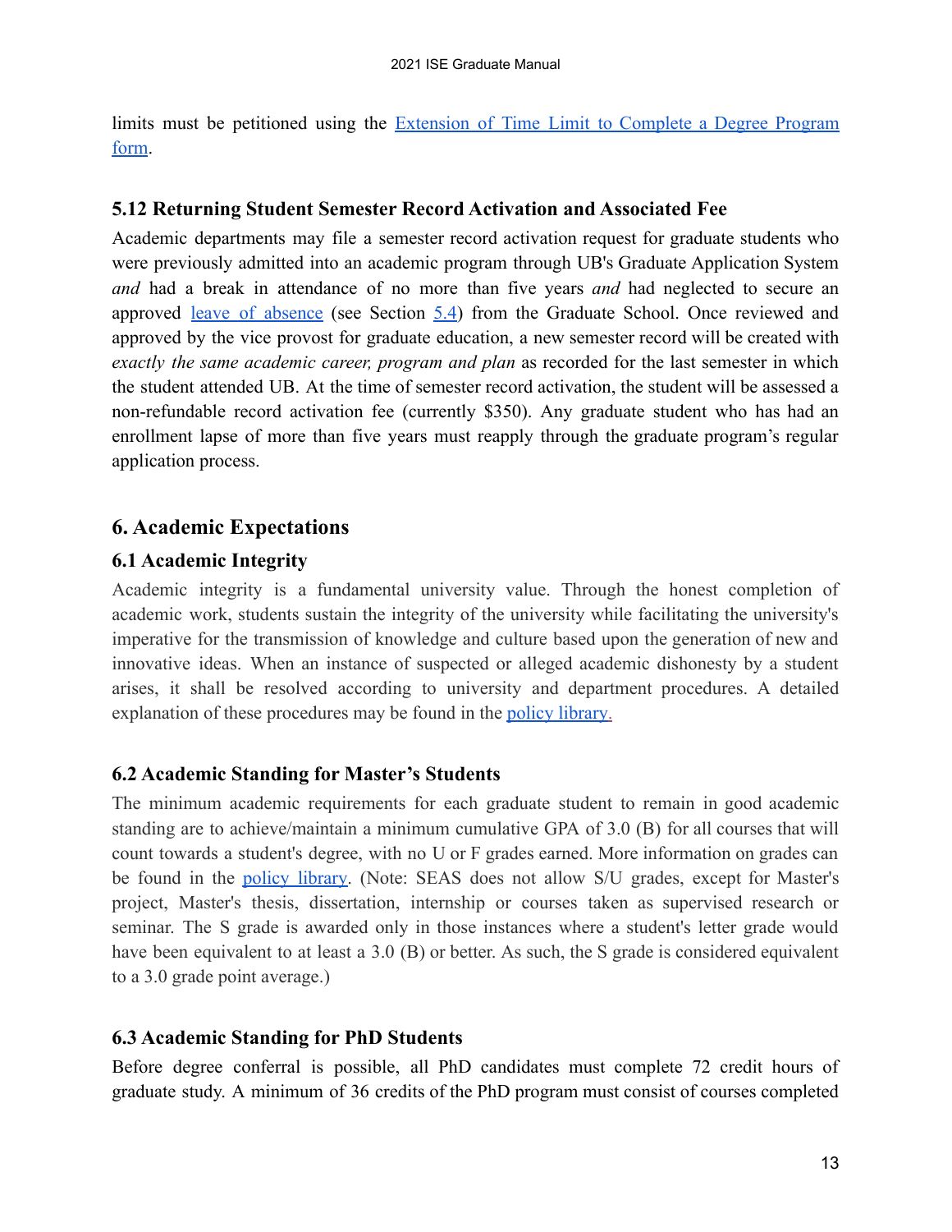limits must be petitioned using the [Extension of Time Limit to Complete a Degree Program form](#).

### 5.12 Returning Student Semester Record Activation and Associated Fee

Academic departments may file a semester record activation request for graduate students who were previously admitted into an academic program through UB's Graduate Application System *and* had a break in attendance of no more than five years *and* had neglected to secure an approved [leave of absence](#) (see Section [5.4](#)) from the Graduate School. Once reviewed and approved by the vice provost for graduate education, a new semester record will be created with *exactly the same academic career, program and plan* as recorded for the last semester in which the student attended UB. At the time of semester record activation, the student will be assessed a non-refundable record activation fee (currently $350). Any graduate student who has had an enrollment lapse of more than five years must reapply through the graduate program's regular application process.

## 6. Academic Expectations

### 6.1 Academic Integrity

Academic integrity is a fundamental university value. Through the honest completion of academic work, students sustain the integrity of the university while facilitating the university's imperative for the transmission of knowledge and culture based upon the generation of new and innovative ideas. When an instance of suspected or alleged academic dishonesty by a student arises, it shall be resolved according to university and department procedures. A detailed explanation of these procedures may be found in the [policy library.](#)

### 6.2 Academic Standing for Master's Students

The minimum academic requirements for each graduate student to remain in good academic standing are to achieve/maintain a minimum cumulative GPA of 3.0 (B) for all courses that will count towards a student's degree, with no U or F grades earned. More information on grades can be found in the [policy library](#). (Note: SEAS does not allow S/U grades, except for Master's project, Master's thesis, dissertation, internship or courses taken as supervised research or seminar. The S grade is awarded only in those instances where a student's letter grade would have been equivalent to at least a 3.0 (B) or better. As such, the S grade is considered equivalent to a 3.0 grade point average.)

### 6.3 Academic Standing for PhD Students

Before degree conferral is possible, all PhD candidates must complete 72 credit hours of graduate study. A minimum of 36 credits of the PhD program must consist of courses completed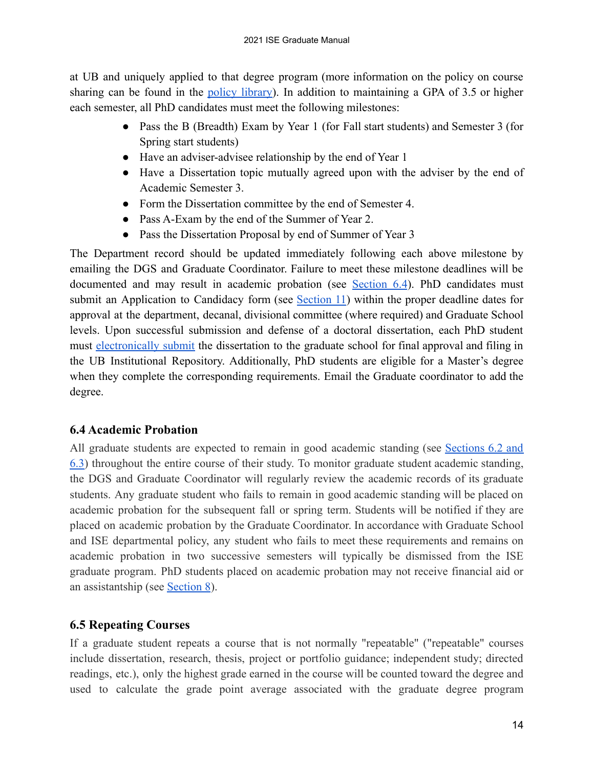at UB and uniquely applied to that degree program (more information on the policy on course sharing can be found in the [policy library](#)). In addition to maintaining a GPA of 3.5 or higher each semester, all PhD candidates must meet the following milestones:

- Pass the B (Breadth) Exam by Year 1 (for Fall start students) and Semester 3 (for Spring start students)
- Have an adviser-advisee relationship by the end of Year 1
- Have a Dissertation topic mutually agreed upon with the adviser by the end of Academic Semester 3.
- Form the Dissertation committee by the end of Semester 4.
- Pass A-Exam by the end of the Summer of Year 2.
- Pass the Dissertation Proposal by end of Summer of Year 3

The Department record should be updated immediately following each above milestone by emailing the DGS and Graduate Coordinator. Failure to meet these milestone deadlines will be documented and may result in academic probation (see Section 6.4). PhD candidates must submit an Application to Candidacy form (see Section 11) within the proper deadline dates for approval at the department, decanal, divisional committee (where required) and Graduate School levels. Upon successful submission and defense of a doctoral dissertation, each PhD student must electronically submit the dissertation to the graduate school for final approval and filing in the UB Institutional Repository. Additionally, PhD students are eligible for a Master's degree when they complete the corresponding requirements. Email the Graduate coordinator to add the degree.

### 6.4 Academic Probation

All graduate students are expected to remain in good academic standing (see Sections 6.2 and 6.3) throughout the entire course of their study. To monitor graduate student academic standing, the DGS and Graduate Coordinator will regularly review the academic records of its graduate students. Any graduate student who fails to remain in good academic standing will be placed on academic probation for the subsequent fall or spring term. Students will be notified if they are placed on academic probation by the Graduate Coordinator. In accordance with Graduate School and ISE departmental policy, any student who fails to meet these requirements and remains on academic probation in two successive semesters will typically be dismissed from the ISE graduate program. PhD students placed on academic probation may not receive financial aid or an assistantship (see Section 8).

### 6.5 Repeating Courses

If a graduate student repeats a course that is not normally "repeatable" ("repeatable" courses include dissertation, research, thesis, project or portfolio guidance; independent study; directed readings, etc.), only the highest grade earned in the course will be counted toward the degree and used to calculate the grade point average associated with the graduate degree program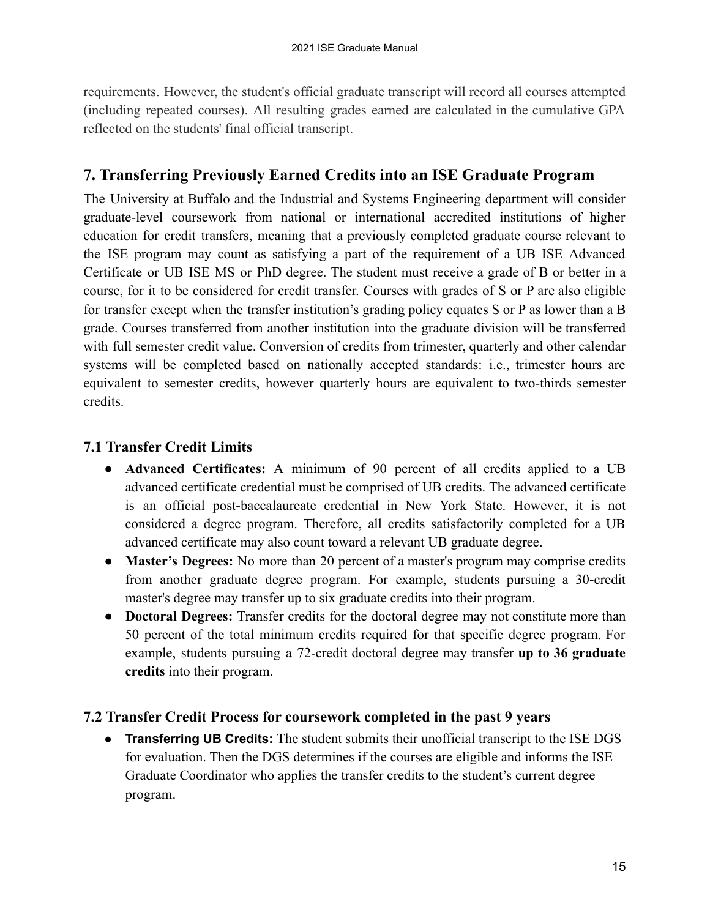requirements. However, the student's official graduate transcript will record all courses attempted (including repeated courses). All resulting grades earned are calculated in the cumulative GPA reflected on the students' final official transcript.

## 7. Transferring Previously Earned Credits into an ISE Graduate Program

The University at Buffalo and the Industrial and Systems Engineering department will consider graduate-level coursework from national or international accredited institutions of higher education for credit transfers, meaning that a previously completed graduate course relevant to the ISE program may count as satisfying a part of the requirement of a UB ISE Advanced Certificate or UB ISE MS or PhD degree. The student must receive a grade of B or better in a course, for it to be considered for credit transfer. Courses with grades of S or P are also eligible for transfer except when the transfer institution's grading policy equates S or P as lower than a B grade. Courses transferred from another institution into the graduate division will be transferred with full semester credit value. Conversion of credits from trimester, quarterly and other calendar systems will be completed based on nationally accepted standards: i.e., trimester hours are equivalent to semester credits, however quarterly hours are equivalent to two-thirds semester credits.

### 7.1 Transfer Credit Limits

- **Advanced Certificates:** A minimum of 90 percent of all credits applied to a UB advanced certificate credential must be comprised of UB credits. The advanced certificate is an official post-baccalaureate credential in New York State. However, it is not considered a degree program. Therefore, all credits satisfactorily completed for a UB advanced certificate may also count toward a relevant UB graduate degree.
- **Master's Degrees:** No more than 20 percent of a master's program may comprise credits from another graduate degree program. For example, students pursuing a 30-credit master's degree may transfer up to six graduate credits into their program.
- **Doctoral Degrees:** Transfer credits for the doctoral degree may not constitute more than 50 percent of the total minimum credits required for that specific degree program. For example, students pursuing a 72-credit doctoral degree may transfer **up to 36 graduate credits** into their program.

### 7.2 Transfer Credit Process for coursework completed in the past 9 years

- **Transferring UB Credits:** The student submits their unofficial transcript to the ISE DGS for evaluation. Then the DGS determines if the courses are eligible and informs the ISE Graduate Coordinator who applies the transfer credits to the student's current degree program.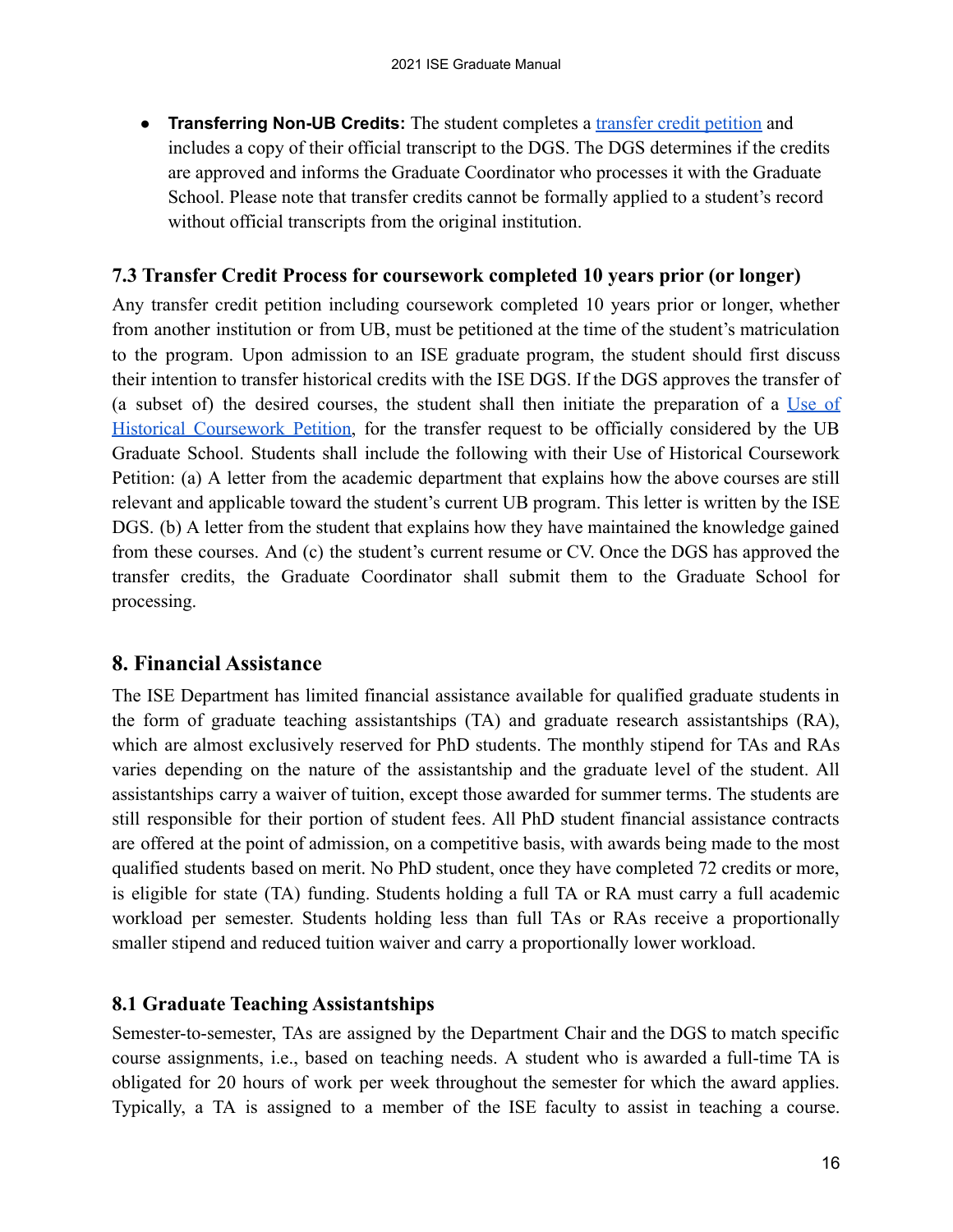- **Transferring Non-UB Credits:** The student completes a [transfer credit petition](#) and includes a copy of their official transcript to the DGS. The DGS determines if the credits are approved and informs the Graduate Coordinator who processes it with the Graduate School. Please note that transfer credits cannot be formally applied to a student's record without official transcripts from the original institution.

### 7.3 Transfer Credit Process for coursework completed 10 years prior (or longer)

Any transfer credit petition including coursework completed 10 years prior or longer, whether from another institution or from UB, must be petitioned at the time of the student's matriculation to the program. Upon admission to an ISE graduate program, the student should first discuss their intention to transfer historical credits with the ISE DGS. If the DGS approves the transfer of (a subset of) the desired courses, the student shall then initiate the preparation of a [Use of Historical Coursework Petition](#), for the transfer request to be officially considered by the UB Graduate School. Students shall include the following with their Use of Historical Coursework Petition: (a) A letter from the academic department that explains how the above courses are still relevant and applicable toward the student's current UB program. This letter is written by the ISE DGS. (b) A letter from the student that explains how they have maintained the knowledge gained from these courses. And (c) the student's current resume or CV. Once the DGS has approved the transfer credits, the Graduate Coordinator shall submit them to the Graduate School for processing.

## 8. Financial Assistance

The ISE Department has limited financial assistance available for qualified graduate students in the form of graduate teaching assistantships (TA) and graduate research assistantships (RA), which are almost exclusively reserved for PhD students. The monthly stipend for TAs and RAs varies depending on the nature of the assistantship and the graduate level of the student. All assistantships carry a waiver of tuition, except those awarded for summer terms. The students are still responsible for their portion of student fees. All PhD student financial assistance contracts are offered at the point of admission, on a competitive basis, with awards being made to the most qualified students based on merit. No PhD student, once they have completed 72 credits or more, is eligible for state (TA) funding. Students holding a full TA or RA must carry a full academic workload per semester. Students holding less than full TAs or RAs receive a proportionally smaller stipend and reduced tuition waiver and carry a proportionally lower workload.

### 8.1 Graduate Teaching Assistantships

Semester-to-semester, TAs are assigned by the Department Chair and the DGS to match specific course assignments, i.e., based on teaching needs. A student who is awarded a full-time TA is obligated for 20 hours of work per week throughout the semester for which the award applies. Typically, a TA is assigned to a member of the ISE faculty to assist in teaching a course.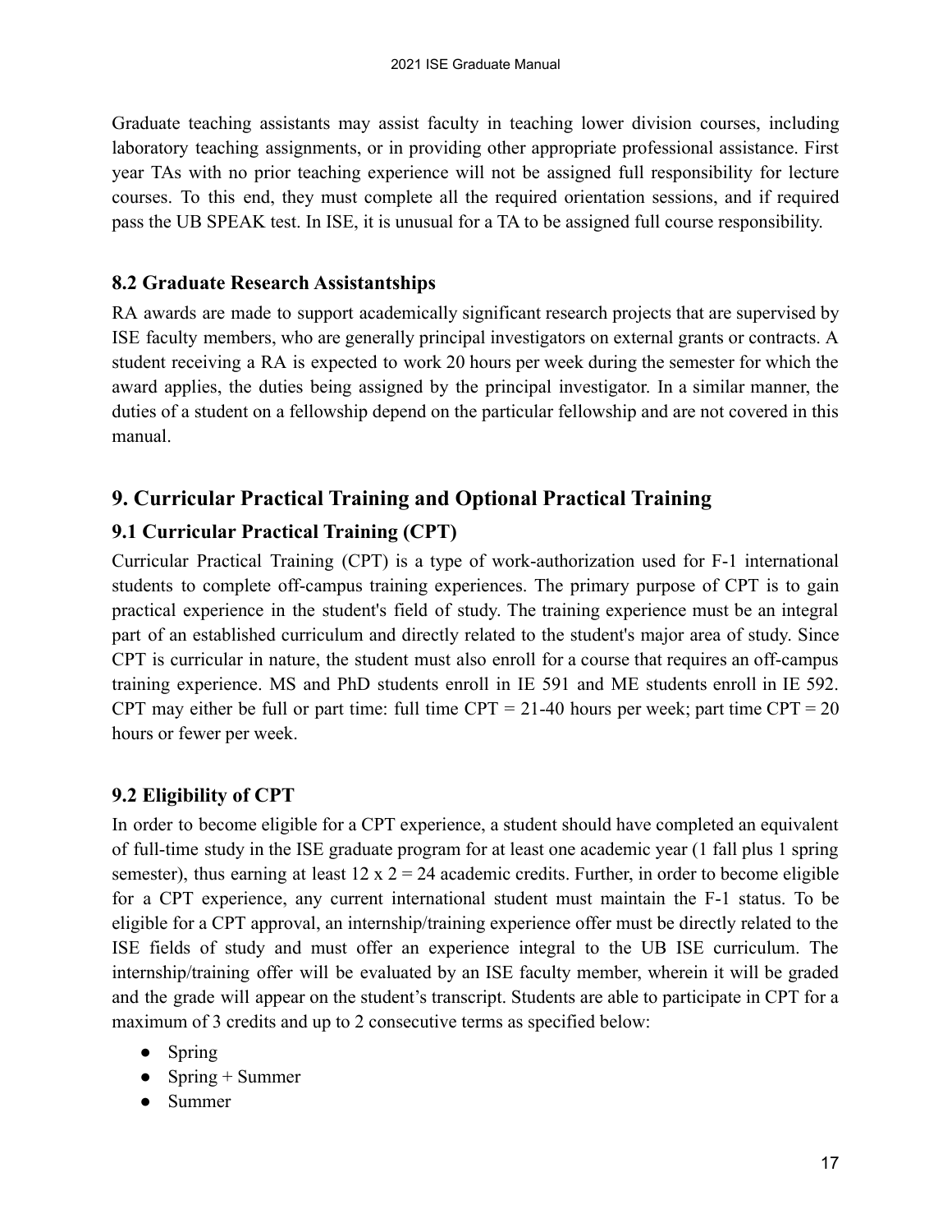Graduate teaching assistants may assist faculty in teaching lower division courses, including laboratory teaching assignments, or in providing other appropriate professional assistance. First year TAs with no prior teaching experience will not be assigned full responsibility for lecture courses. To this end, they must complete all the required orientation sessions, and if required pass the UB SPEAK test. In ISE, it is unusual for a TA to be assigned full course responsibility.

### 8.2 Graduate Research Assistantships

RA awards are made to support academically significant research projects that are supervised by ISE faculty members, who are generally principal investigators on external grants or contracts. A student receiving a RA is expected to work 20 hours per week during the semester for which the award applies, the duties being assigned by the principal investigator. In a similar manner, the duties of a student on a fellowship depend on the particular fellowship and are not covered in this manual.

## 9. Curricular Practical Training and Optional Practical Training

### 9.1 Curricular Practical Training (CPT)

Curricular Practical Training (CPT) is a type of work-authorization used for F-1 international students to complete off-campus training experiences. The primary purpose of CPT is to gain practical experience in the student's field of study. The training experience must be an integral part of an established curriculum and directly related to the student's major area of study. Since CPT is curricular in nature, the student must also enroll for a course that requires an off-campus training experience. MS and PhD students enroll in IE 591 and ME students enroll in IE 592. CPT may either be full or part time: full time CPT = 21-40 hours per week; part time CPT = 20 hours or fewer per week.

### 9.2 Eligibility of CPT

In order to become eligible for a CPT experience, a student should have completed an equivalent of full-time study in the ISE graduate program for at least one academic year (1 fall plus 1 spring semester), thus earning at least 12 x 2 = 24 academic credits. Further, in order to become eligible for a CPT experience, any current international student must maintain the F-1 status. To be eligible for a CPT approval, an internship/training experience offer must be directly related to the ISE fields of study and must offer an experience integral to the UB ISE curriculum. The internship/training offer will be evaluated by an ISE faculty member, wherein it will be graded and the grade will appear on the student's transcript. Students are able to participate in CPT for a maximum of 3 credits and up to 2 consecutive terms as specified below:

- Spring
- Spring + Summer
- Summer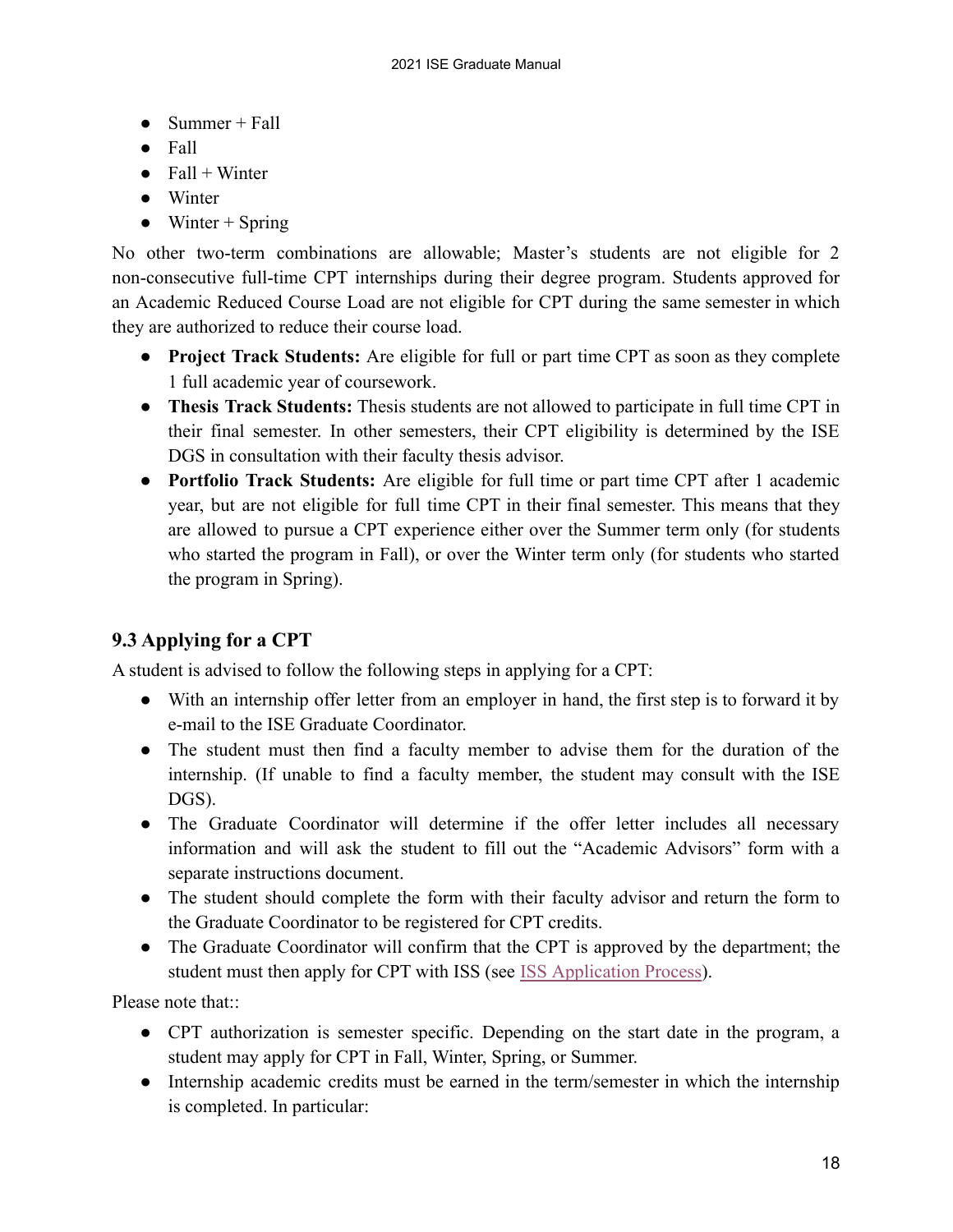- Summer + Fall
- Fall
- Fall + Winter
- Winter
- Winter + Spring

No other two-term combinations are allowable; Master's students are not eligible for 2 non-consecutive full-time CPT internships during their degree program. Students approved for an Academic Reduced Course Load are not eligible for CPT during the same semester in which they are authorized to reduce their course load.

- **Project Track Students:** Are eligible for full or part time CPT as soon as they complete 1 full academic year of coursework.
- **Thesis Track Students:** Thesis students are not allowed to participate in full time CPT in their final semester. In other semesters, their CPT eligibility is determined by the ISE DGS in consultation with their faculty thesis advisor.
- **Portfolio Track Students:** Are eligible for full time or part time CPT after 1 academic year, but are not eligible for full time CPT in their final semester. This means that they are allowed to pursue a CPT experience either over the Summer term only (for students who started the program in Fall), or over the Winter term only (for students who started the program in Spring).

### 9.3 Applying for a CPT

A student is advised to follow the following steps in applying for a CPT:

- With an internship offer letter from an employer in hand, the first step is to forward it by e-mail to the ISE Graduate Coordinator.
- The student must then find a faculty member to advise them for the duration of the internship. (If unable to find a faculty member, the student may consult with the ISE DGS).
- The Graduate Coordinator will determine if the offer letter includes all necessary information and will ask the student to fill out the "Academic Advisors" form with a separate instructions document.
- The student should complete the form with their faculty advisor and return the form to the Graduate Coordinator to be registered for CPT credits.
- The Graduate Coordinator will confirm that the CPT is approved by the department; the student must then apply for CPT with ISS (see ISS Application Process).

Please note that::

- CPT authorization is semester specific. Depending on the start date in the program, a student may apply for CPT in Fall, Winter, Spring, or Summer.
- Internship academic credits must be earned in the term/semester in which the internship is completed. In particular: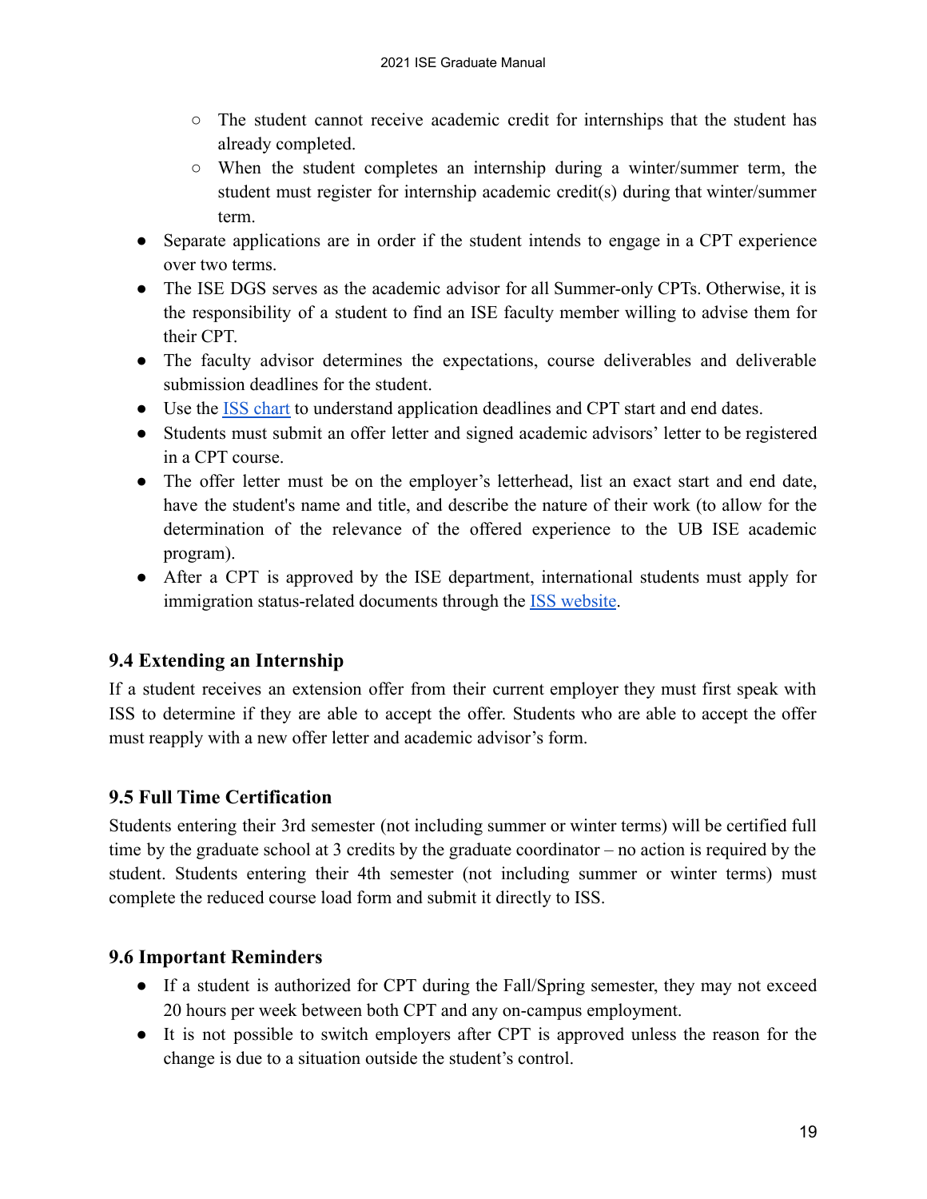- The student cannot receive academic credit for internships that the student has already completed.
  - When the student completes an internship during a winter/summer term, the student must register for internship academic credit(s) during that winter/summer term.
- Separate applications are in order if the student intends to engage in a CPT experience over two terms.
- The ISE DGS serves as the academic advisor for all Summer-only CPTs. Otherwise, it is the responsibility of a student to find an ISE faculty member willing to advise them for their CPT.
- The faculty advisor determines the expectations, course deliverables and deliverable submission deadlines for the student.
- Use the ISS chart to understand application deadlines and CPT start and end dates.
- Students must submit an offer letter and signed academic advisors' letter to be registered in a CPT course.
- The offer letter must be on the employer's letterhead, list an exact start and end date, have the student's name and title, and describe the nature of their work (to allow for the determination of the relevance of the offered experience to the UB ISE academic program).
- After a CPT is approved by the ISE department, international students must apply for immigration status-related documents through the ISS website.

### 9.4 Extending an Internship

If a student receives an extension offer from their current employer they must first speak with ISS to determine if they are able to accept the offer. Students who are able to accept the offer must reapply with a new offer letter and academic advisor's form.

### 9.5 Full Time Certification

Students entering their 3rd semester (not including summer or winter terms) will be certified full time by the graduate school at 3 credits by the graduate coordinator – no action is required by the student. Students entering their 4th semester (not including summer or winter terms) must complete the reduced course load form and submit it directly to ISS.

### 9.6 Important Reminders

- If a student is authorized for CPT during the Fall/Spring semester, they may not exceed 20 hours per week between both CPT and any on-campus employment.
- It is not possible to switch employers after CPT is approved unless the reason for the change is due to a situation outside the student's control.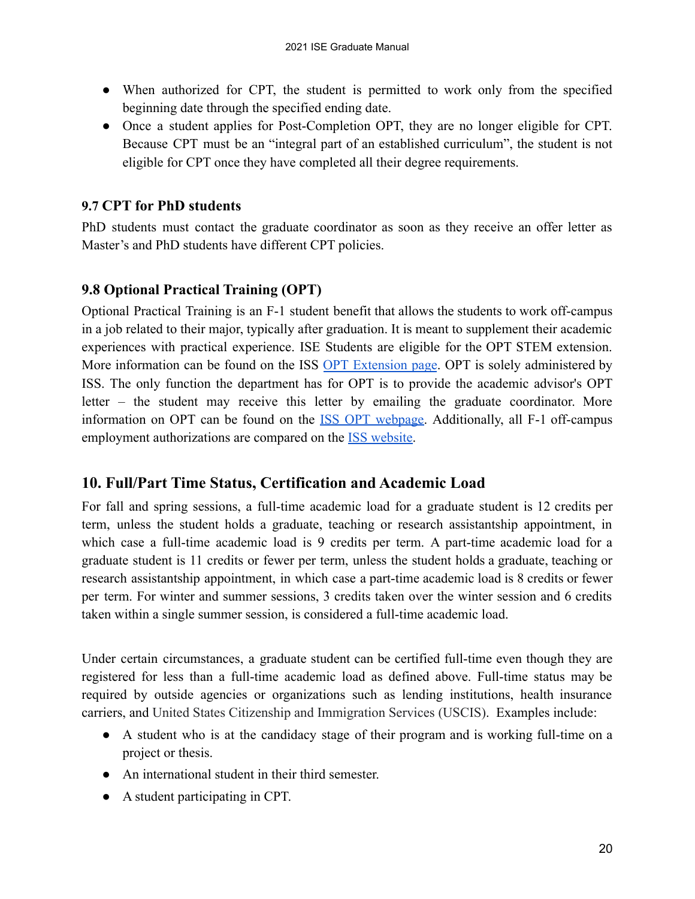- When authorized for CPT, the student is permitted to work only from the specified beginning date through the specified ending date.
- Once a student applies for Post-Completion OPT, they are no longer eligible for CPT. Because CPT must be an "integral part of an established curriculum", the student is not eligible for CPT once they have completed all their degree requirements.

### 9.7 CPT for PhD students

PhD students must contact the graduate coordinator as soon as they receive an offer letter as Master's and PhD students have different CPT policies.

### 9.8 Optional Practical Training (OPT)

Optional Practical Training is an F-1 student benefit that allows the students to work off-campus in a job related to their major, typically after graduation. It is meant to supplement their academic experiences with practical experience. ISE Students are eligible for the OPT STEM extension. More information can be found on the ISS OPT Extension page. OPT is solely administered by ISS. The only function the department has for OPT is to provide the academic advisor's OPT letter – the student may receive this letter by emailing the graduate coordinator. More information on OPT can be found on the ISS OPT webpage. Additionally, all F-1 off-campus employment authorizations are compared on the ISS website.

## 10. Full/Part Time Status, Certification and Academic Load

For fall and spring sessions, a full-time academic load for a graduate student is 12 credits per term, unless the student holds a graduate, teaching or research assistantship appointment, in which case a full-time academic load is 9 credits per term. A part-time academic load for a graduate student is 11 credits or fewer per term, unless the student holds a graduate, teaching or research assistantship appointment, in which case a part-time academic load is 8 credits or fewer per term. For winter and summer sessions, 3 credits taken over the winter session and 6 credits taken within a single summer session, is considered a full-time academic load.

Under certain circumstances, a graduate student can be certified full-time even though they are registered for less than a full-time academic load as defined above. Full-time status may be required by outside agencies or organizations such as lending institutions, health insurance carriers, and United States Citizenship and Immigration Services (USCIS). Examples include:

- A student who is at the candidacy stage of their program and is working full-time on a project or thesis.
- An international student in their third semester.
- A student participating in CPT.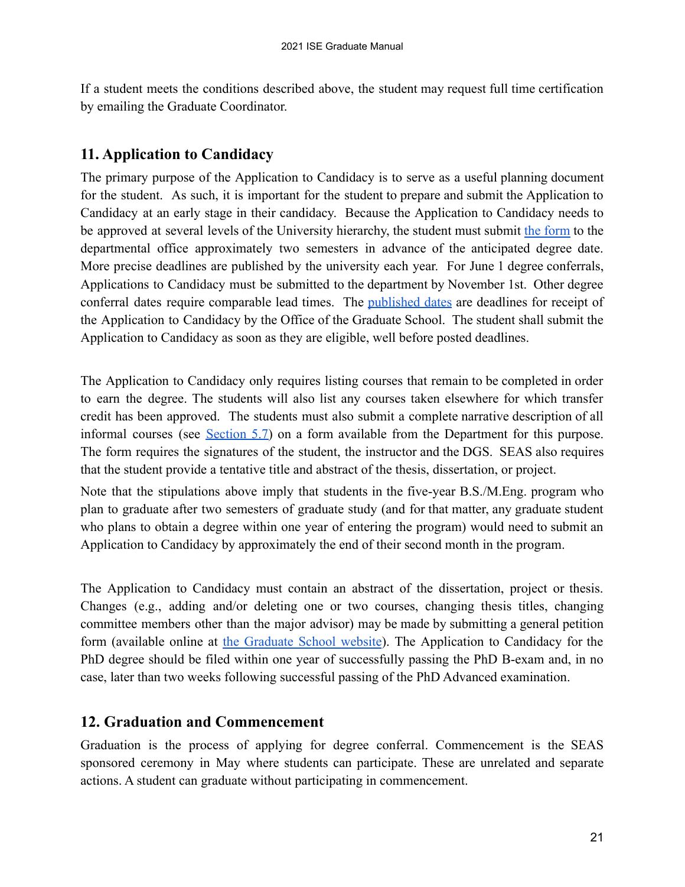If a student meets the conditions described above, the student may request full time certification by emailing the Graduate Coordinator.

## 11. Application to Candidacy

The primary purpose of the Application to Candidacy is to serve as a useful planning document for the student. As such, it is important for the student to prepare and submit the Application to Candidacy at an early stage in their candidacy. Because the Application to Candidacy needs to be approved at several levels of the University hierarchy, the student must submit the form to the departmental office approximately two semesters in advance of the anticipated degree date. More precise deadlines are published by the university each year. For June 1 degree conferrals, Applications to Candidacy must be submitted to the department by November 1st. Other degree conferral dates require comparable lead times. The published dates are deadlines for receipt of the Application to Candidacy by the Office of the Graduate School. The student shall submit the Application to Candidacy as soon as they are eligible, well before posted deadlines.

The Application to Candidacy only requires listing courses that remain to be completed in order to earn the degree. The students will also list any courses taken elsewhere for which transfer credit has been approved. The students must also submit a complete narrative description of all informal courses (see Section 5.7) on a form available from the Department for this purpose. The form requires the signatures of the student, the instructor and the DGS. SEAS also requires that the student provide a tentative title and abstract of the thesis, dissertation, or project.

Note that the stipulations above imply that students in the five-year B.S./M.Eng. program who plan to graduate after two semesters of graduate study (and for that matter, any graduate student who plans to obtain a degree within one year of entering the program) would need to submit an Application to Candidacy by approximately the end of their second month in the program.

The Application to Candidacy must contain an abstract of the dissertation, project or thesis. Changes (e.g., adding and/or deleting one or two courses, changing thesis titles, changing committee members other than the major advisor) may be made by submitting a general petition form (available online at the Graduate School website). The Application to Candidacy for the PhD degree should be filed within one year of successfully passing the PhD B-exam and, in no case, later than two weeks following successful passing of the PhD Advanced examination.

## 12. Graduation and Commencement

Graduation is the process of applying for degree conferral. Commencement is the SEAS sponsored ceremony in May where students can participate. These are unrelated and separate actions. A student can graduate without participating in commencement.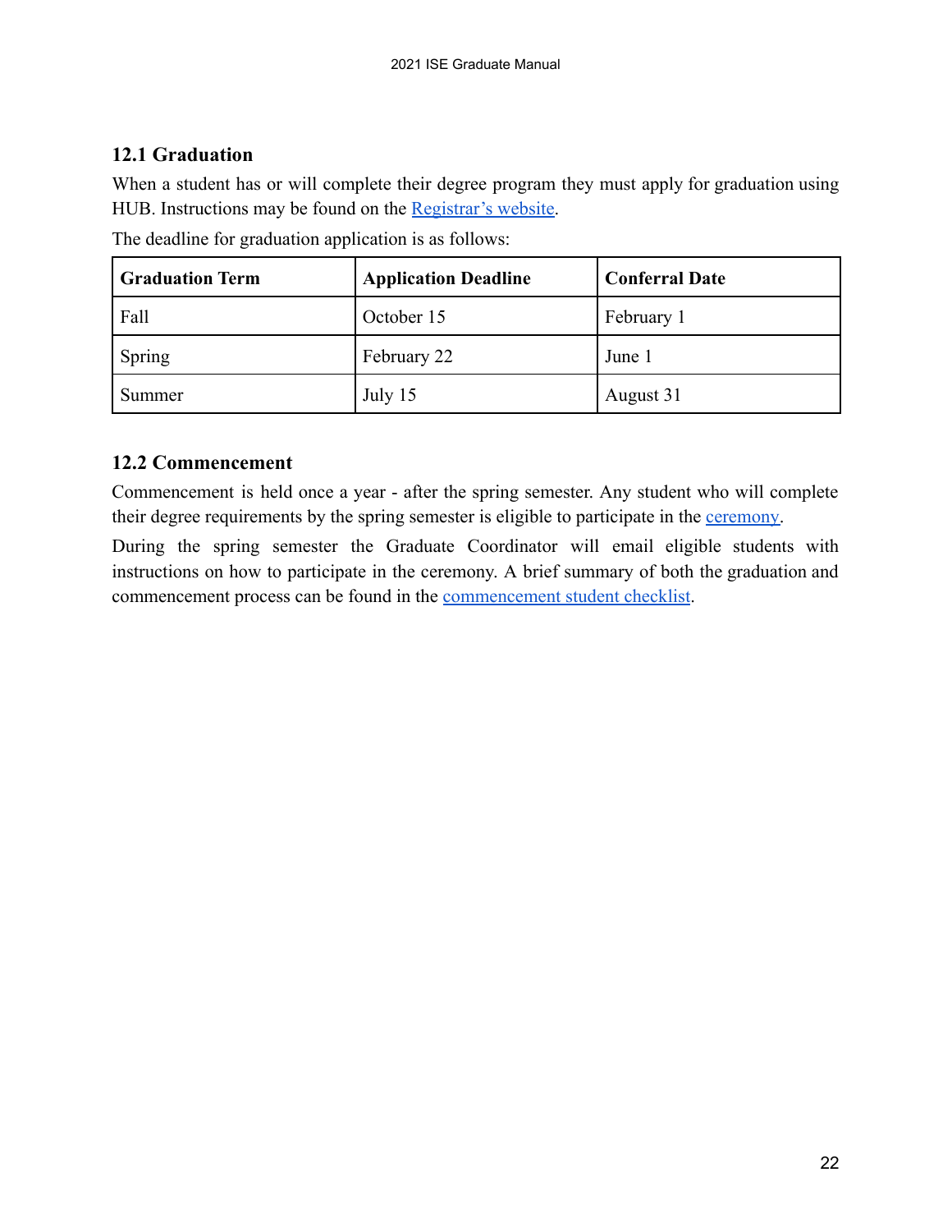### 12.1 Graduation

When a student has or will complete their degree program they must apply for graduation using HUB. Instructions may be found on the Registrar's website.

The deadline for graduation application is as follows:

| Graduation Term | Application Deadline | Conferral Date |
|---|---|---|
| Fall | October 15 | February 1 |
| Spring | February 22 | June 1 |
| Summer | July 15 | August 31 |

### 12.2 Commencement

Commencement is held once a year - after the spring semester. Any student who will complete their degree requirements by the spring semester is eligible to participate in the ceremony.

During the spring semester the Graduate Coordinator will email eligible students with instructions on how to participate in the ceremony. A brief summary of both the graduation and commencement process can be found in the commencement student checklist.